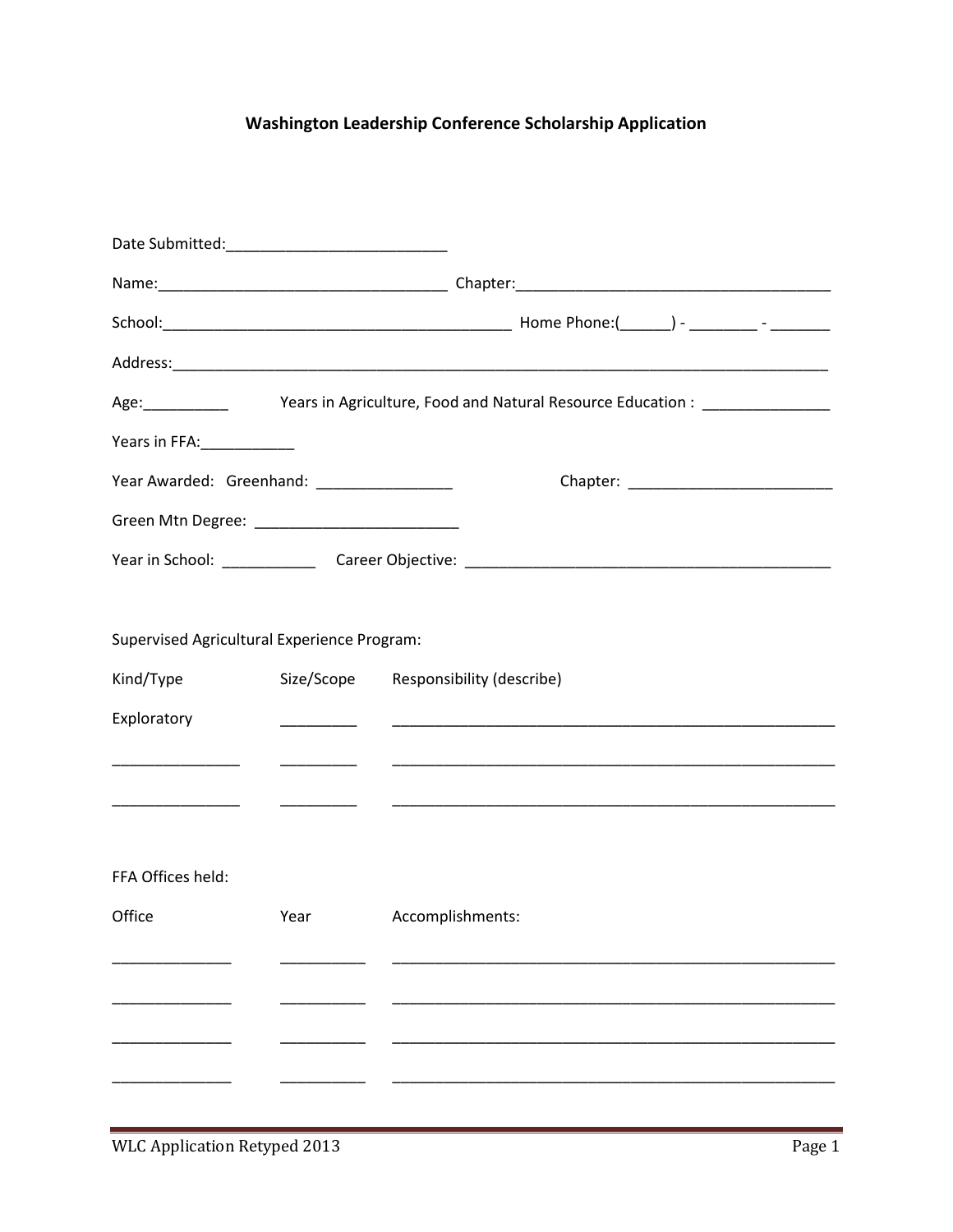# Washington Leadership Conference Scholarship Application

Date Submitted:___________________________

Name:___________________________________ Chapter:______________________________________

School:__________________________________________ Home Phone:(______) - ________ - _______

Address:________________________________________________________________________________

Age:__________ Years in Agriculture, Food and Natural Resource Education : _______________

Years in FFA:___________

Year Awarded: Greenhand: ________________ Chapter: ________________________

Green Mtn Degree: ________________________

Year in School: ___________ Career Objective: ____________________________________________

Supervised Agricultural Experience Program:

| Kind/Type | Size/Scope | Responsibility (describe) |
|---|---|---|
| Exploratory | _________ | ______________________________________________________ |
| _______________ | _________ | ______________________________________________________ |
| _______________ | _________ | ______________________________________________________ |

FFA Offices held:

| Office | Year | Accomplishments: |
|---|---|---|
| ______________ | __________ | ______________________________________________________ |
| ______________ | __________ | ______________________________________________________ |
| ______________ | __________ | ______________________________________________________ |
| ______________ | __________ | ______________________________________________________ |

WLC Application Retyped 2013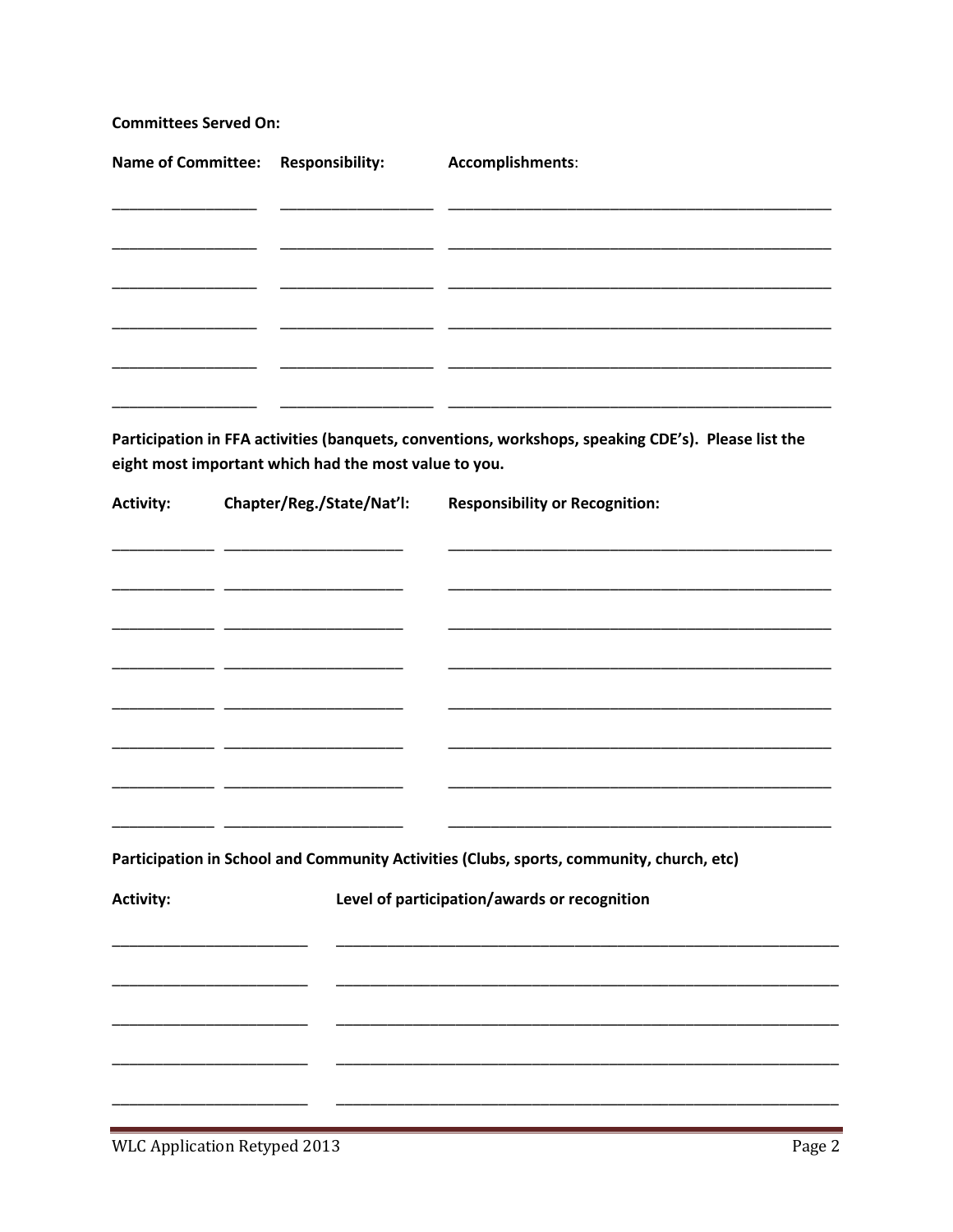**Committees Served On:**

| Name of Committee: | Responsibility: | Accomplishments: |
| --- | --- | --- |
| | | |
| | | |
| | | |
| | | |
| | | |
| | | |

**Participation in FFA activities (banquets, conventions, workshops, speaking CDE's). Please list the eight most important which had the most value to you.**

| Activity: | Chapter/Reg./State/Nat'l: | Responsibility or Recognition: |
| --- | --- | --- |
| | | |
| | | |
| | | |
| | | |
| | | |
| | | |
| | | |
| | | |

**Participation in School and Community Activities (Clubs, sports, community, church, etc)**

| Activity: | Level of participation/awards or recognition |
| --- | --- |
| | |
| | |
| | |
| | |
| | |

WLC Application Retyped 2013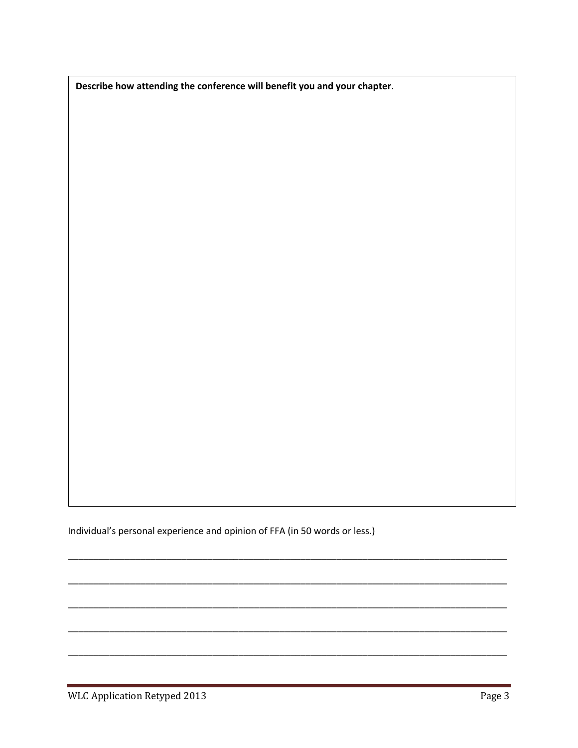**Describe how attending the conference will benefit you and your chapter**.

Individual's personal experience and opinion of FFA (in 50 words or less.)

_______________________________________________________________________________________

_______________________________________________________________________________________

_______________________________________________________________________________________

_______________________________________________________________________________________

_______________________________________________________________________________________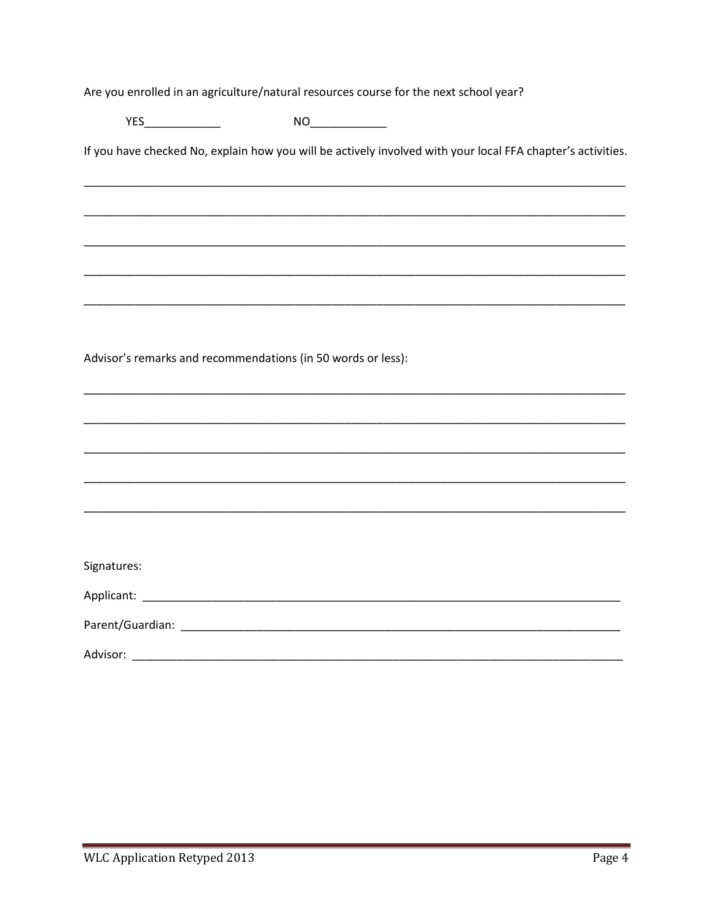Are you enrolled in an agriculture/natural resources course for the next school year?

YES____________ NO____________

If you have checked No, explain how you will be actively involved with your local FFA chapter's activities.

_______________________________________________________________________________________

_______________________________________________________________________________________

_______________________________________________________________________________________

_______________________________________________________________________________________

_______________________________________________________________________________________

Advisor's remarks and recommendations (in 50 words or less):

_______________________________________________________________________________________

_______________________________________________________________________________________

_______________________________________________________________________________________

_______________________________________________________________________________________

_______________________________________________________________________________________

Signatures:

Applicant: ____________________________________________________________________________

Parent/Guardian: _______________________________________________________________________

Advisor: ______________________________________________________________________________